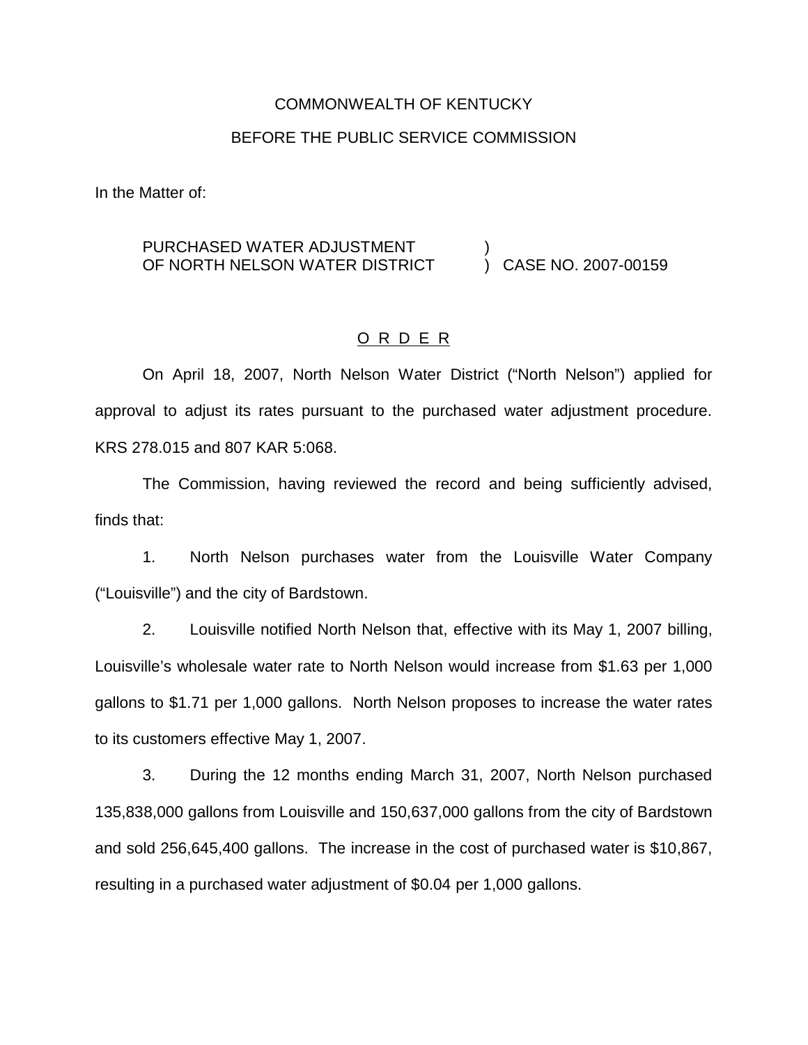COMMONWEALTH OF KENTUCKY

BEFORE THE PUBLIC SERVICE COMMISSION

In the Matter of:

PURCHASED WATER ADJUSTMENT OF NORTH NELSON WATER DISTRICT ) CASE NO. 2007-00159

O R D E R

On April 18, 2007, North Nelson Water District ("North Nelson") applied for approval to adjust its rates pursuant to the purchased water adjustment procedure. KRS 278.015 and 807 KAR 5:068.

The Commission, having reviewed the record and being sufficiently advised, finds that:

1. North Nelson purchases water from the Louisville Water Company ("Louisville") and the city of Bardstown.

2. Louisville notified North Nelson that, effective with its May 1, 2007 billing, Louisville's wholesale water rate to North Nelson would increase from $1.63 per 1,000 gallons to $1.71 per 1,000 gallons. North Nelson proposes to increase the water rates to its customers effective May 1, 2007.

3. During the 12 months ending March 31, 2007, North Nelson purchased 135,838,000 gallons from Louisville and 150,637,000 gallons from the city of Bardstown and sold 256,645,400 gallons. The increase in the cost of purchased water is $10,867, resulting in a purchased water adjustment of $0.04 per 1,000 gallons.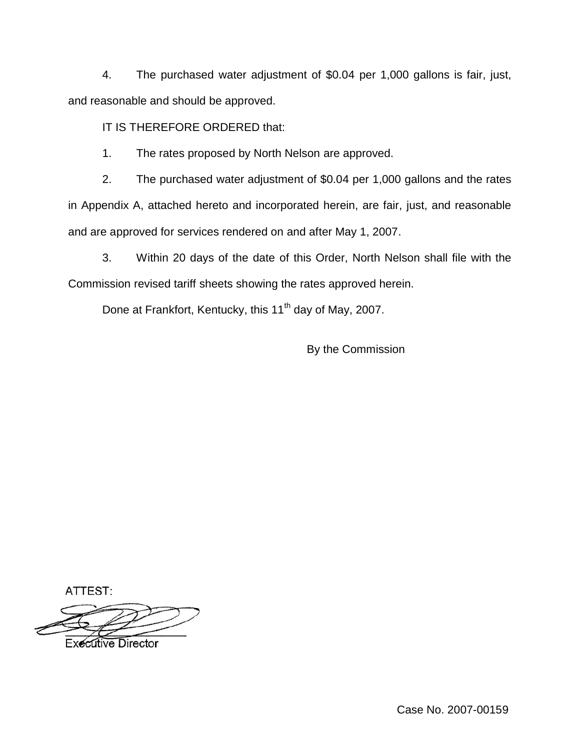4. The purchased water adjustment of $0.04 per 1,000 gallons is fair, just, and reasonable and should be approved.

IT IS THEREFORE ORDERED that:

1. The rates proposed by North Nelson are approved.

2. The purchased water adjustment of $0.04 per 1,000 gallons and the rates in Appendix A, attached hereto and incorporated herein, are fair, just, and reasonable and are approved for services rendered on and after May 1, 2007.

3. Within 20 days of the date of this Order, North Nelson shall file with the Commission revised tariff sheets showing the rates approved herein.

Done at Frankfort, Kentucky, this 11th day of May, 2007.

By the Commission

ATTEST:

Executive Director

Case No. 2007-00159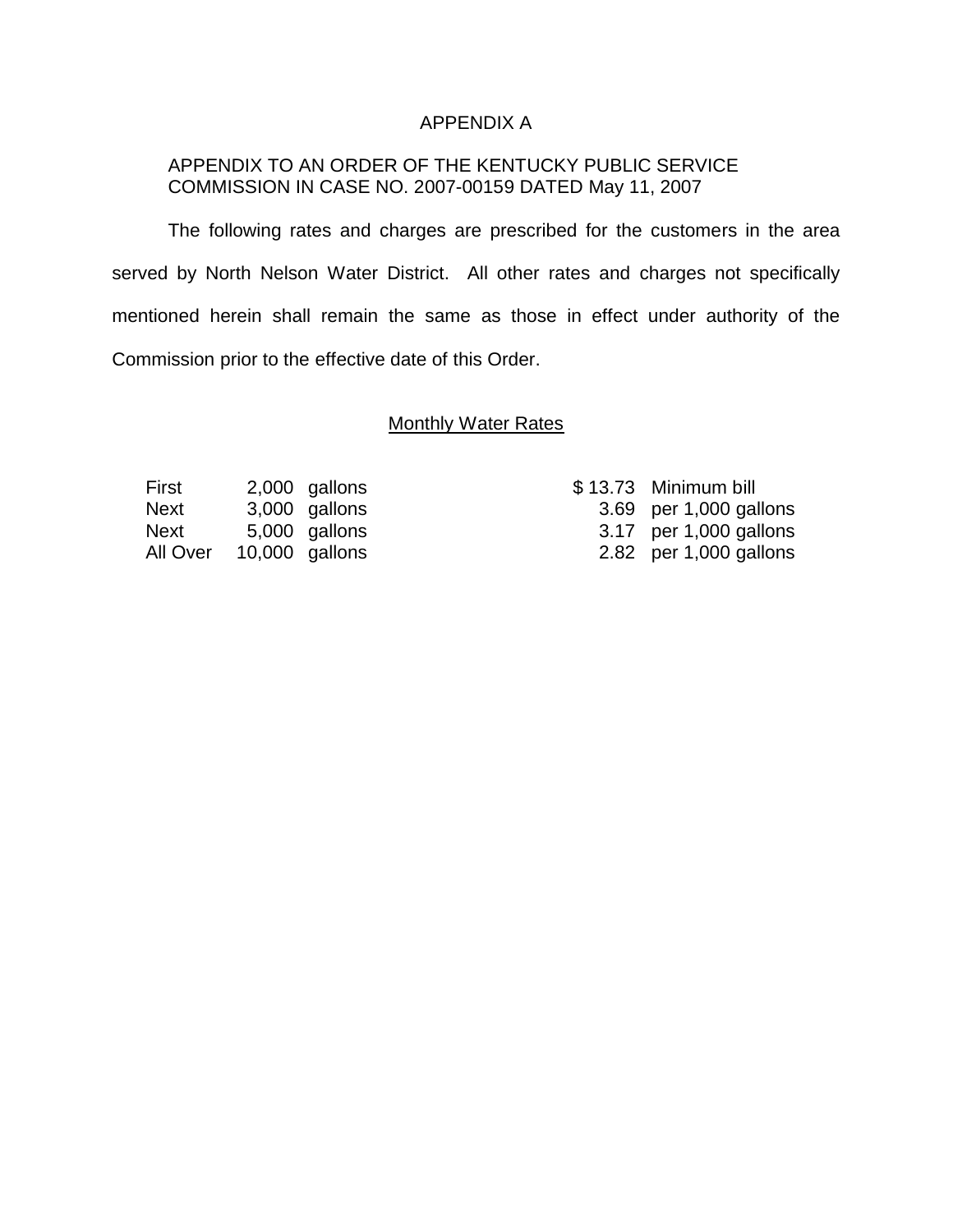# APPENDIX A

APPENDIX TO AN ORDER OF THE KENTUCKY PUBLIC SERVICE COMMISSION IN CASE NO. 2007-00159 DATED May 11, 2007

The following rates and charges are prescribed for the customers in the area served by North Nelson Water District. All other rates and charges not specifically mentioned herein shall remain the same as those in effect under authority of the Commission prior to the effective date of this Order.

## Monthly Water Rates

| | | | |
|---|---|---|---|
| First | 2,000 gallons | $ 13.73 | Minimum bill |
| Next | 3,000 gallons | 3.69 | per 1,000 gallons |
| Next | 5,000 gallons | 3.17 | per 1,000 gallons |
| All Over | 10,000 gallons | 2.82 | per 1,000 gallons |